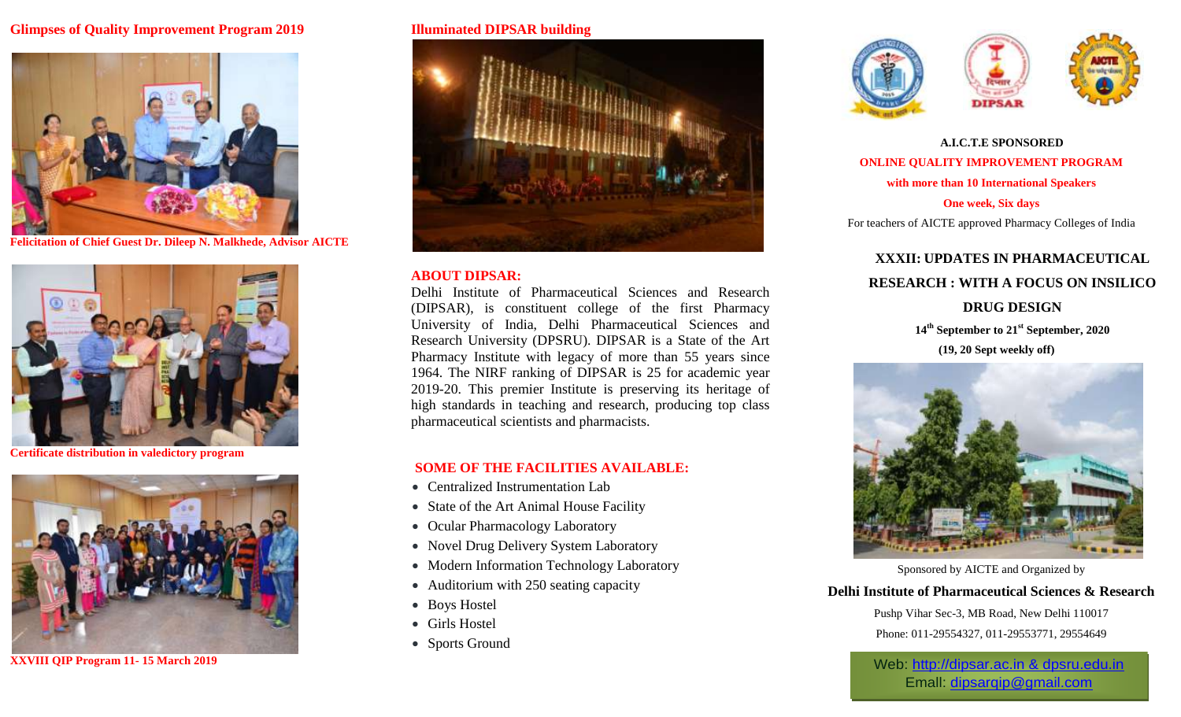## Glimpses of Quality Improvement Program 2019

**Felicitation of Chief Guest Dr. Dileep N. Malkhede, Advisor AICTE**

**Certificate distribution in valedictory program**

**XXVIII QIP Program 11- 15 March 2019**

## Illuminated DIPSAR building

## ABOUT DIPSAR:

Delhi Institute of Pharmaceutical Sciences and Research (DIPSAR), is constituent college of the first Pharmacy University of India, Delhi Pharmaceutical Sciences and Research University (DPSRU). DIPSAR is a State of the Art Pharmacy Institute with legacy of more than 55 years since 1964. The NIRF ranking of DIPSAR is 25 for academic year 2019-20. This premier Institute is preserving its heritage of high standards in teaching and research, producing top class pharmaceutical scientists and pharmacists.

## SOME OF THE FACILITIES AVAILABLE:

- Centralized Instrumentation Lab
- State of the Art Animal House Facility
- Ocular Pharmacology Laboratory
- Novel Drug Delivery System Laboratory
- Modern Information Technology Laboratory
- Auditorium with 250 seating capacity
- Boys Hostel
- Girls Hostel
- Sports Ground

**A.I.C.T.E SPONSORED**

**ONLINE QUALITY IMPROVEMENT PROGRAM**

**with more than 10 International Speakers**

**One week, Six days**

For teachers of AICTE approved Pharmacy Colleges of India

# XXXII: UPDATES IN PHARMACEUTICAL RESEARCH : WITH A FOCUS ON INSILICO DRUG DESIGN

**14th September to 21st September, 2020**

**(19, 20 Sept weekly off)**

Sponsored by AICTE and Organized by

**Delhi Institute of Pharmaceutical Sciences & Research**

Pushp Vihar Sec-3, MB Road, New Delhi 110017

Phone: 011-29554327, 011-29553771, 29554649

Web: http://dipsar.ac.in & dpsru.edu.in

Email: dipsarqip@gmail.com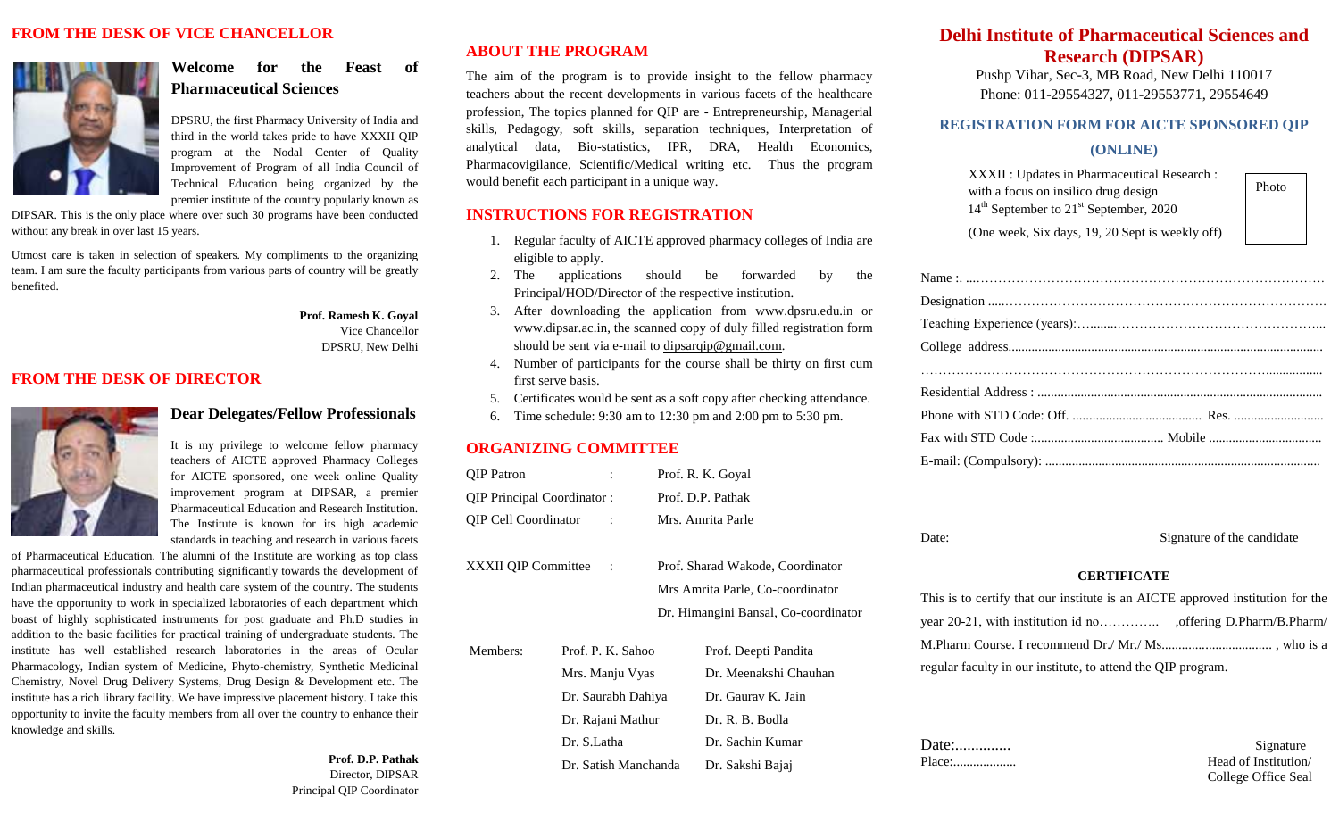## FROM THE DESK OF VICE CHANCELLOR

### Welcome for the Feast of Pharmaceutical Sciences

DPSRU, the first Pharmacy University of India and third in the world takes pride to have XXXII QIP program at the Nodal Center of Quality Improvement of Program of all India Council of Technical Education being organized by the premier institute of the country popularly known as DIPSAR. This is the only place where over such 30 programs have been conducted without any break in over last 15 years.

Utmost care is taken in selection of speakers. My compliments to the organizing team. I am sure the faculty participants from various parts of country will be greatly benefited.

**Prof. Ramesh K. Goyal**
Vice Chancellor
DPSRU, New Delhi

## FROM THE DESK OF DIRECTOR

### Dear Delegates/Fellow Professionals

It is my privilege to welcome fellow pharmacy teachers of AICTE approved Pharmacy Colleges for AICTE sponsored, one week online Quality improvement program at DIPSAR, a premier Pharmaceutical Education and Research Institution. The Institute is known for its high academic standards in teaching and research in various facets of Pharmaceutical Education. The alumni of the Institute are working as top class pharmaceutical professionals contributing significantly towards the development of Indian pharmaceutical industry and health care system of the country. The students have the opportunity to work in specialized laboratories of each department which boast of highly sophisticated instruments for post graduate and Ph.D studies in addition to the basic facilities for practical training of undergraduate students. The institute has well established research laboratories in the areas of Ocular Pharmacology, Indian system of Medicine, Phyto-chemistry, Synthetic Medicinal Chemistry, Novel Drug Delivery Systems, Drug Design & Development etc. The institute has a rich library facility. We have impressive placement history. I take this opportunity to invite the faculty members from all over the country to enhance their knowledge and skills.

**Prof. D.P. Pathak**
Director, DIPSAR
Principal QIP Coordinator

## ABOUT THE PROGRAM

The aim of the program is to provide insight to the fellow pharmacy teachers about the recent developments in various facets of the healthcare profession, The topics planned for QIP are - Entrepreneurship, Managerial skills, Pedagogy, soft skills, separation techniques, Interpretation of analytical data, Bio-statistics, IPR, DRA, Health Economics, Pharmacovigilance, Scientific/Medical writing etc. Thus the program would benefit each participant in a unique way.

## INSTRUCTIONS FOR REGISTRATION

1. Regular faculty of AICTE approved pharmacy colleges of India are eligible to apply.
2. The applications should be forwarded by the Principal/HOD/Director of the respective institution.
3. After downloading the application from www.dpsru.edu.in or www.dipsar.ac.in, the scanned copy of duly filled registration form should be sent via e-mail to dipsarqip@gmail.com.
4. Number of participants for the course shall be thirty on first cum first serve basis.
5. Certificates would be sent as a soft copy after checking attendance.
6. Time schedule: 9:30 am to 12:30 pm and 2:00 pm to 5:30 pm.

## ORGANIZING COMMITTEE

| | | |
|---|---|---|
| QIP Patron | : | Prof. R. K. Goyal |
| QIP Principal Coordinator | : | Prof. D.P. Pathak |
| QIP Cell Coordinator | : | Mrs. Amrita Parle |
| XXXII QIP Committee | : | Prof. Sharad Wakode, Coordinator |
| | | Mrs Amrita Parle, Co-coordinator |
| | | Dr. Himangini Bansal, Co-coordinator |

| | | |
|---|---|---|
| Members: | Prof. P. K. Sahoo | Prof. Deepti Pandita |
| | Mrs. Manju Vyas | Dr. Meenakshi Chauhan |
| | Dr. Saurabh Dahiya | Dr. Gaurav K. Jain |
| | Dr. Rajani Mathur | Dr. R. B. Bodla |
| | Dr. S.Latha | Dr. Sachin Kumar |
| | Dr. Satish Manchanda | Dr. Sakshi Bajaj |

# Delhi Institute of Pharmaceutical Sciences and Research (DIPSAR)

Pushp Vihar, Sec-3, MB Road, New Delhi 110017
Phone: 011-29554327, 011-29553771, 29554649

## REGISTRATION FORM FOR AICTE SPONSORED QIP (ONLINE)

XXXII : Updates in Pharmaceutical Research : with a focus on insilico drug design
14th September to 21st September, 2020
(One week, Six days, 19, 20 Sept is weekly off)

Photo

Name :. ...............................................................................

Designation ......................................................................

Teaching Experience (years):.................................................

College address.........................................................................

...........................................................................................

Residential Address : ..............................................................

Phone with STD Code: Off. ....................................... Res. ...........................

Fax with STD Code :....................................... Mobile .................................

E-mail: (Compulsory): ..................................................................

Date: Signature of the candidate

### CERTIFICATE

This is to certify that our institute is an AICTE approved institution for the year 20-21, with institution id no.............. ,offering D.Pharm/B.Pharm/ M.Pharm Course. I recommend Dr./ Mr./ Ms................................ , who is a regular faculty in our institute, to attend the QIP program.

Date:.............
Place:...................

Signature
Head of Institution/
College Office Seal